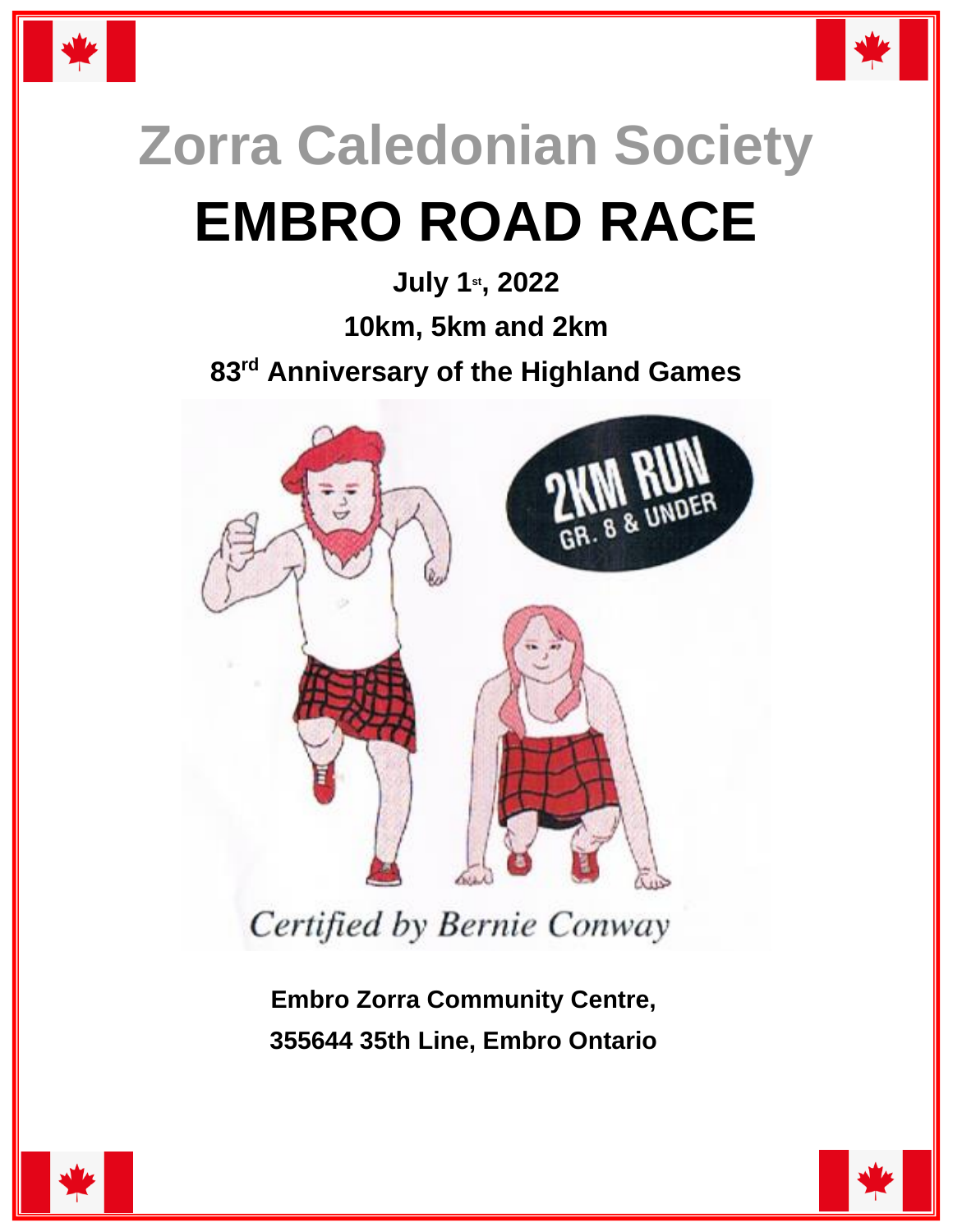# Zorra Caledonian Society

# EMBRO ROAD RACE

**July 1st, 2022**

**10km, 5km and 2km**

**83rd Anniversary of the Highland Games**

2KM RUN
GR. 8 & UNDER

*Certified by Bernie Conway*

**Embro Zorra Community Centre,**

**355644 35th Line, Embro Ontario**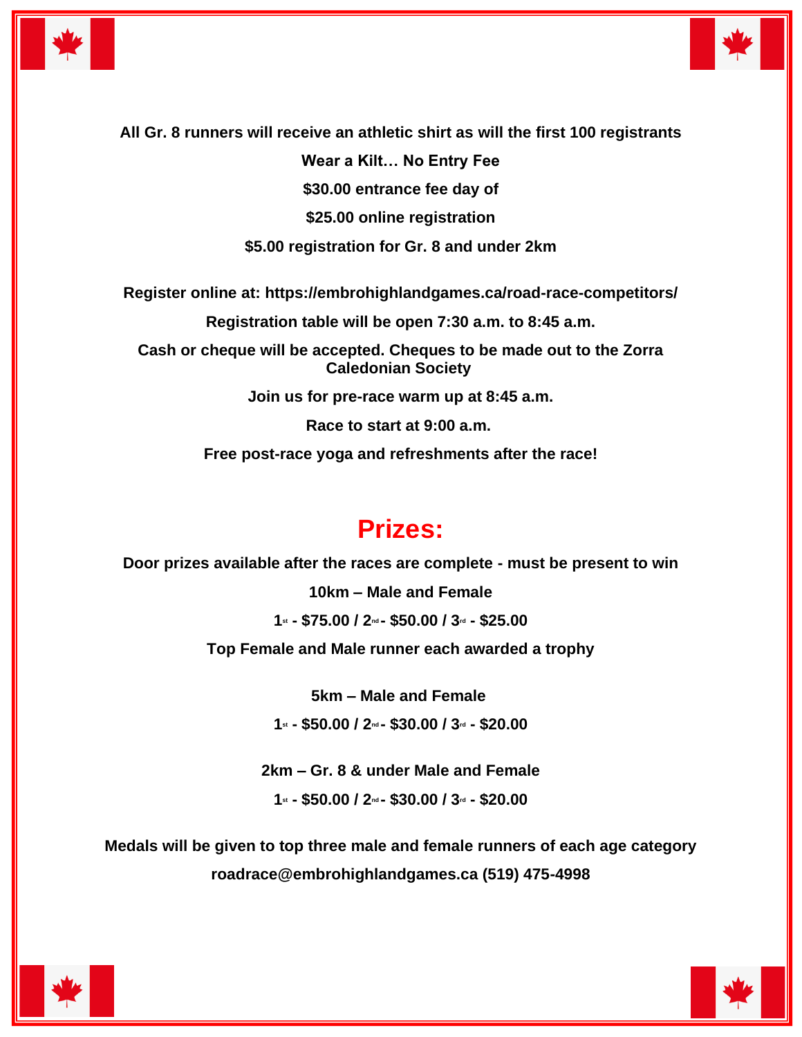**All Gr. 8 runners will receive an athletic shirt as will the first 100 registrants**

**Wear a Kilt… No Entry Fee**

**$30.00 entrance fee day of**

**$25.00 online registration**

**$5.00 registration for Gr. 8 and under 2km**

**Register online at: https://embrohighlandgames.ca/road-race-competitors/**

**Registration table will be open 7:30 a.m. to 8:45 a.m.**

**Cash or cheque will be accepted. Cheques to be made out to the Zorra Caledonian Society**

**Join us for pre-race warm up at 8:45 a.m.**

**Race to start at 9:00 a.m.**

**Free post-race yoga and refreshments after the race!**

## Prizes:

**Door prizes available after the races are complete - must be present to win**

**10km – Male and Female**

**1st - $75.00 / 2nd - $50.00 / 3rd - $25.00**

**Top Female and Male runner each awarded a trophy**

**5km – Male and Female**

**1st - $50.00 / 2nd - $30.00 / 3rd - $20.00**

**2km – Gr. 8 & under Male and Female**

**1st - $50.00 / 2nd - $30.00 / 3rd - $20.00**

**Medals will be given to top three male and female runners of each age category**

**roadrace@embrohighlandgames.ca (519) 475-4998**